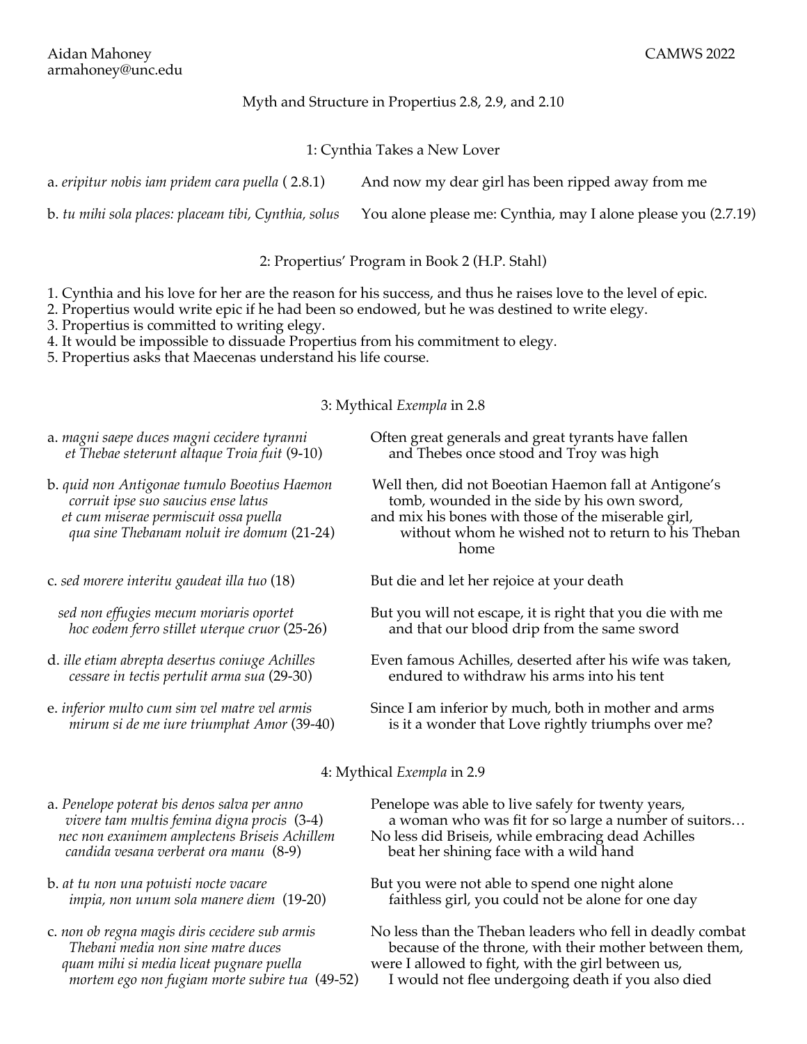Aidan Mahoney
armahoney@unc.edu

CAMWS 2022

# Myth and Structure in Propertius 2.8, 2.9, and 2.10

## 1: Cynthia Takes a New Lover

| | |
|---|---|
| a. *eripitur nobis iam pridem cara puella* ( 2.8.1) | And now my dear girl has been ripped away from me |
| b. *tu mihi sola places: placeam tibi, Cynthia, solus* | You alone please me: Cynthia, may I alone please you (2.7.19) |

## 2: Propertius' Program in Book 2 (H.P. Stahl)

1. Cynthia and his love for her are the reason for his success, and thus he raises love to the level of epic.
2. Propertius would write epic if he had been so endowed, but he was destined to write elegy.
3. Propertius is committed to writing elegy.
4. It would be impossible to dissuade Propertius from his commitment to elegy.
5. Propertius asks that Maecenas understand his life course.

## 3: Mythical *Exempla* in 2.8

| | |
|---|---|
| a. *magni saepe duces magni cecidere tyranni*<br>*et Thebae steterunt altaque Troia fuit* (9-10) | Often great generals and great tyrants have fallen<br>and Thebes once stood and Troy was high |
| b. *quid non Antigonae tumulo Boeotius Haemon*<br>*corruit ipse suo saucius ense latus*<br>*et cum miserae permiscuit ossa puella*<br>*qua sine Thebanam noluit ire domum* (21-24) | Well then, did not Boeotian Haemon fall at Antigone's tomb, wounded in the side by his own sword,<br>and mix his bones with those of the miserable girl,<br>without whom he wished not to return to his Theban home |
| c. *sed morere interitu gaudeat illa tuo* (18) | But die and let her rejoice at your death |
| *sed non effugies mecum moriaris oportet*<br>*hoc eodem ferro stillet uterque cruor* (25-26) | But you will not escape, it is right that you die with me<br>and that our blood drip from the same sword |
| d. *ille etiam abrepta desertus coniuge Achilles*<br>*cessare in tectis pertulit arma sua* (29-30) | Even famous Achilles, deserted after his wife was taken,<br>endured to withdraw his arms into his tent |
| e. *inferior multo cum sim vel matre vel armis*<br>*mirum si de me iure triumphat Amor* (39-40) | Since I am inferior by much, both in mother and arms<br>is it a wonder that Love rightly triumphs over me? |

## 4: Mythical *Exempla* in 2.9

| | |
|---|---|
| a. *Penelope poterat bis denos salva per anno*<br>*vivere tam multis femina digna procis* (3-4)<br>*nec non exanimem amplectens Briseis Achillem*<br>*candida vesana verberat ora manu* (8-9) | Penelope was able to live safely for twenty years,<br>a woman who was fit for so large a number of suitors…<br>No less did Briseis, while embracing dead Achilles<br>beat her shining face with a wild hand |
| b. *at tu non una potuisti nocte vacare*<br>*impia, non unum sola manere diem* (19-20) | But you were not able to spend one night alone<br>faithless girl, you could not be alone for one day |
| c. *non ob regna magis diris cecidere sub armis*<br>*Thebani media non sine matre duces*<br>*quam mihi si media liceat pugnare puella*<br>*mortem ego non fugiam morte subire tua* (49-52) | No less than the Theban leaders who fell in deadly combat<br>because of the throne, with their mother between them,<br>were I allowed to fight, with the girl between us,<br>I would not flee undergoing death if you also died |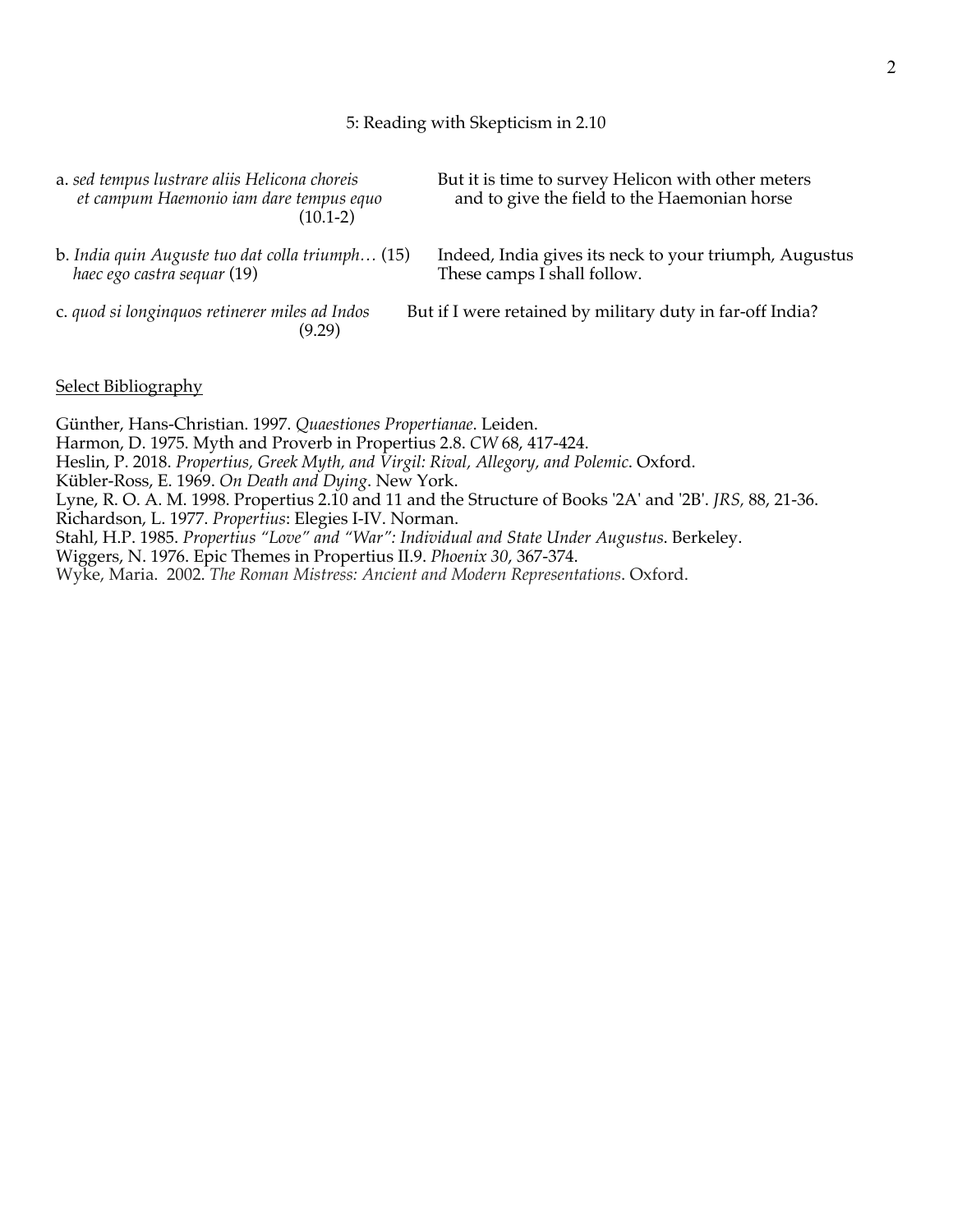## 5: Reading with Skepticism in 2.10

| | |
|---|---|
| a. *sed tempus lustrare aliis Helicona choreis* <br> *et campum Haemonio iam dare tempus equo* (10.1-2) | But it is time to survey Helicon with other meters <br> and to give the field to the Haemonian horse |
| b. *India quin Auguste tuo dat colla triumph…* (15) <br> *haec ego castra sequar* (19) | Indeed, India gives its neck to your triumph, Augustus <br> These camps I shall follow. |
| c. *quod si longinquos retinerer miles ad Indos* (9.29) | But if I were retained by military duty in far-off India? |

<u>Select Bibliography</u>

Günther, Hans-Christian. 1997. *Quaestiones Propertianae*. Leiden.
Harmon, D. 1975. Myth and Proverb in Propertius 2.8. *CW* 68, 417-424.
Heslin, P. 2018. *Propertius, Greek Myth, and Virgil: Rival, Allegory, and Polemic*. Oxford.
Kübler-Ross, E. 1969. *On Death and Dying*. New York.
Lyne, R. O. A. M. 1998. Propertius 2.10 and 11 and the Structure of Books '2A' and '2B'. *JRS*, 88, 21-36.
Richardson, L. 1977. *Propertius*: Elegies I-IV. Norman.
Stahl, H.P. 1985. *Propertius "Love" and "War": Individual and State Under Augustus*. Berkeley.
Wiggers, N. 1976. Epic Themes in Propertius II.9. *Phoenix 30*, 367-374.
Wyke, Maria. 2002. *The Roman Mistress: Ancient and Modern Representations*. Oxford.